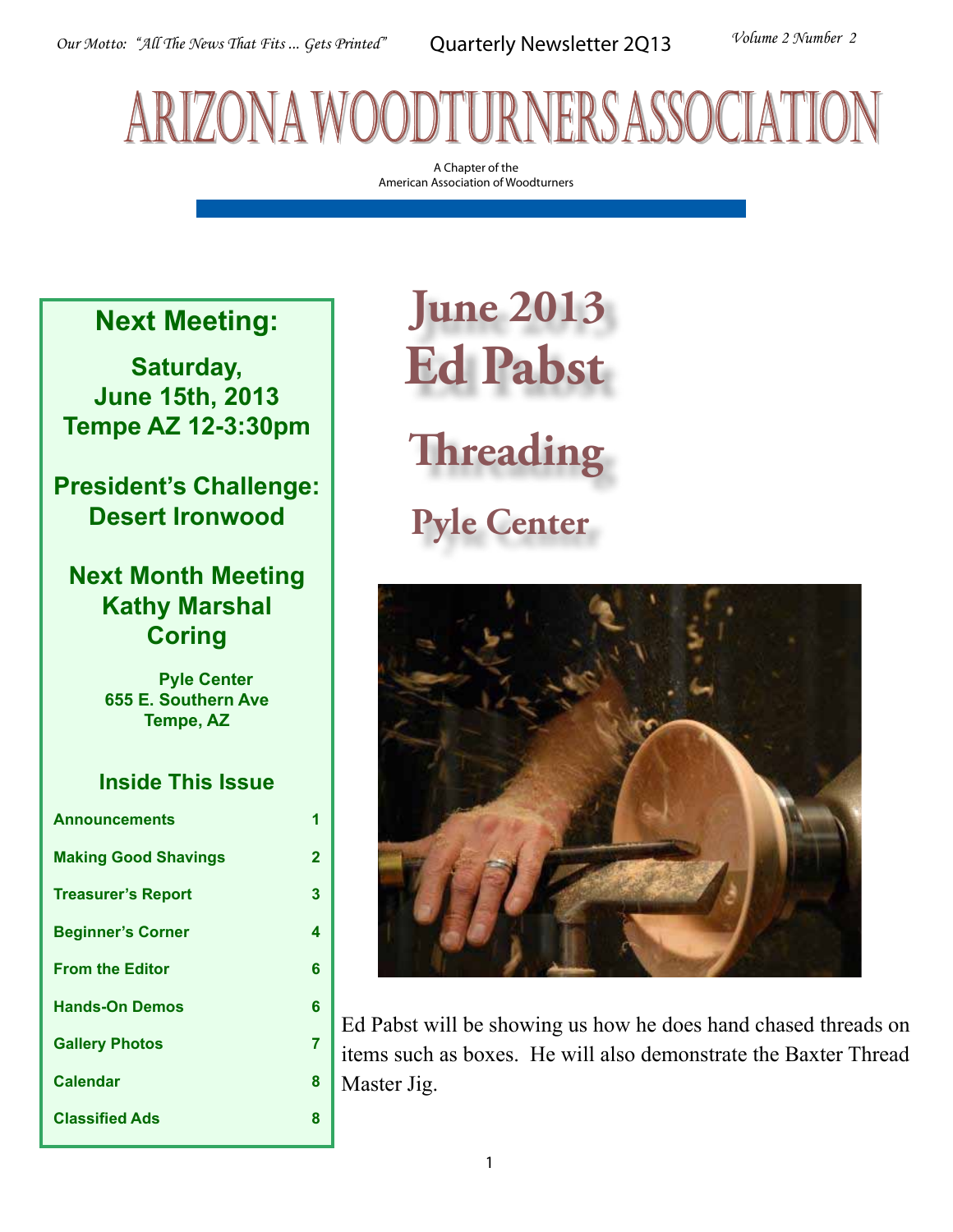Our Motto: "All The News That Fits ... Gets Printed"

Quarterly Newsletter 2Q13

Volume 2 Number 2

# ARIZONA WOODTURNERS ASSOCIATION

A Chapter of the
American Association of Woodturners

## Next Meeting:

**Saturday, June 15th, 2013 Tempe AZ 12-3:30pm**

**President's Challenge: Desert Ironwood**

**Next Month Meeting Kathy Marshal Coring**

**Pyle Center
655 E. Southern Ave
Tempe, AZ**

### Inside This Issue

| | |
|---|---|
| Announcements | 1 |
| Making Good Shavings | 2 |
| Treasurer's Report | 3 |
| Beginner's Corner | 4 |
| From the Editor | 6 |
| Hands-On Demos | 6 |
| Gallery Photos | 7 |
| Calendar | 8 |
| Classified Ads | 8 |

# June 2013
# Ed Pabst

## Threading

## Pyle Center

Ed Pabst will be showing us how he does hand chased threads on items such as boxes. He will also demonstrate the Baxter Thread Master Jig.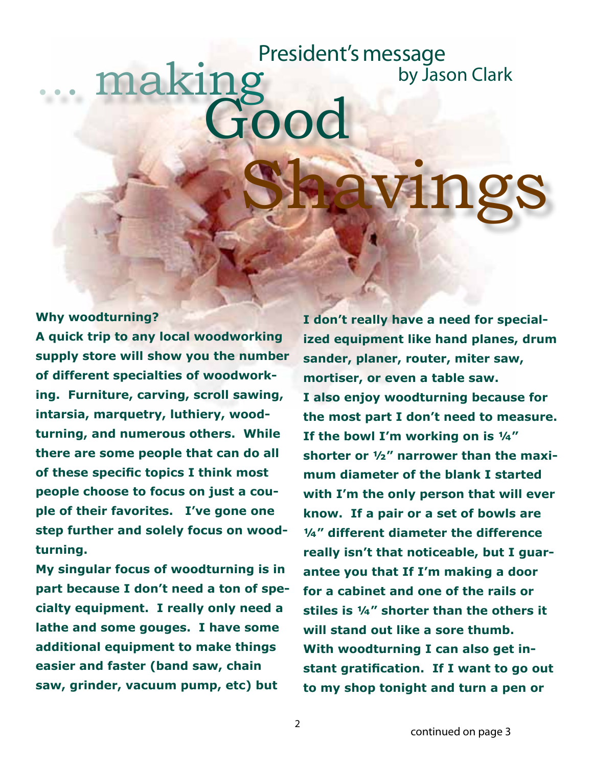# President's message

by Jason Clark

# ... making Good Shavings

**Why woodturning?**

**A quick trip to any local woodworking supply store will show you the number of different specialties of woodworking. Furniture, carving, scroll sawing, intarsia, marquetry, luthiery, woodturning, and numerous others. While there are some people that can do all of these specific topics I think most people choose to focus on just a couple of their favorites. I've gone one step further and solely focus on woodturning.**

**My singular focus of woodturning is in part because I don't need a ton of specialty equipment. I really only need a lathe and some gouges. I have some additional equipment to make things easier and faster (band saw, chain saw, grinder, vacuum pump, etc) but I don't really have a need for specialized equipment like hand planes, drum sander, planer, router, miter saw, mortiser, or even a table saw.**

**I also enjoy woodturning because for the most part I don't need to measure. If the bowl I'm working on is ¼" shorter or ½" narrower than the maximum diameter of the blank I started with I'm the only person that will ever know. If a pair or a set of bowls are ¼" different diameter the difference really isn't that noticeable, but I guarantee you that If I'm making a door for a cabinet and one of the rails or stiles is ¼" shorter than the others it will stand out like a sore thumb.**

**With woodturning I can also get instant gratification. If I want to go out to my shop tonight and turn a pen or**

continued on page 3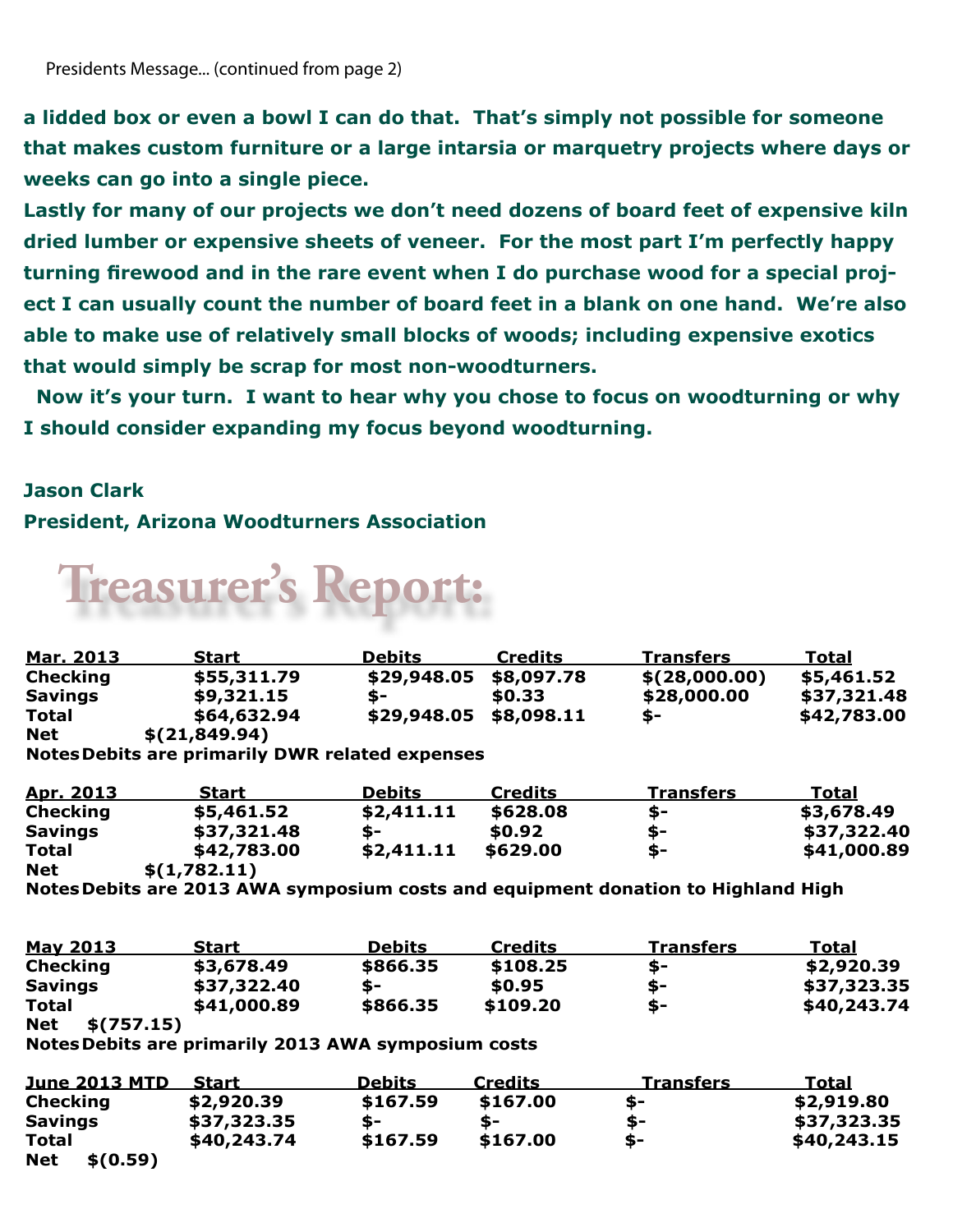Presidents Message... (continued from page 2)

**a lidded box or even a bowl I can do that. That's simply not possible for someone that makes custom furniture or a large intarsia or marquetry projects where days or weeks can go into a single piece.**

**Lastly for many of our projects we don't need dozens of board feet of expensive kiln dried lumber or expensive sheets of veneer. For the most part I'm perfectly happy turning firewood and in the rare event when I do purchase wood for a special project I can usually count the number of board feet in a blank on one hand. We're also able to make use of relatively small blocks of woods; including expensive exotics that would simply be scrap for most non-woodturners.**

**Now it's your turn. I want to hear why you chose to focus on woodturning or why I should consider expanding my focus beyond woodturning.**

**Jason Clark**
**President, Arizona Woodturners Association**

# Treasurer's Report:

| Mar. 2013 | Start | Debits | Credits | Transfers | Total |
|---|---|---|---|---|---|
| Checking | $55,311.79 | $29,948.05 | $8,097.78 | $(28,000.00) | $5,461.52 |
| Savings | $9,321.15 | $- | $0.33 | $28,000.00 | $37,321.48 |
| Total | $64,632.94 | $29,948.05 | $8,098.11 | $- | $42,783.00 |
| Net | $(21,849.94) | | | | |

Notes Debits are primarily DWR related expenses

| Apr. 2013 | Start | Debits | Credits | Transfers | Total |
|---|---|---|---|---|---|
| Checking | $5,461.52 | $2,411.11 | $628.08 | $- | $3,678.49 |
| Savings | $37,321.48 | $- | $0.92 | $- | $37,322.40 |
| Total | $42,783.00 | $2,411.11 | $629.00 | $- | $41,000.89 |
| Net | $(1,782.11) | | | | |

Notes Debits are 2013 AWA symposium costs and equipment donation to Highland High

| May 2013 | Start | Debits | Credits | Transfers | Total |
|---|---|---|---|---|---|
| Checking | $3,678.49 | $866.35 | $108.25 | $- | $2,920.39 |
| Savings | $37,322.40 | $- | $0.95 | $- | $37,323.35 |
| Total | $41,000.89 | $866.35 | $109.20 | $- | $40,243.74 |
| Net | $(757.15) | | | | |

Notes Debits are primarily 2013 AWA symposium costs

| June 2013 MTD | Start | Debits | Credits | Transfers | Total |
|---|---|---|---|---|---|
| Checking | $2,920.39 | $167.59 | $167.00 | $- | $2,919.80 |
| Savings | $37,323.35 | $- | $- | $- | $37,323.35 |
| Total | $40,243.74 | $167.59 | $167.00 | $- | $40,243.15 |
| Net | $(0.59) | | | | |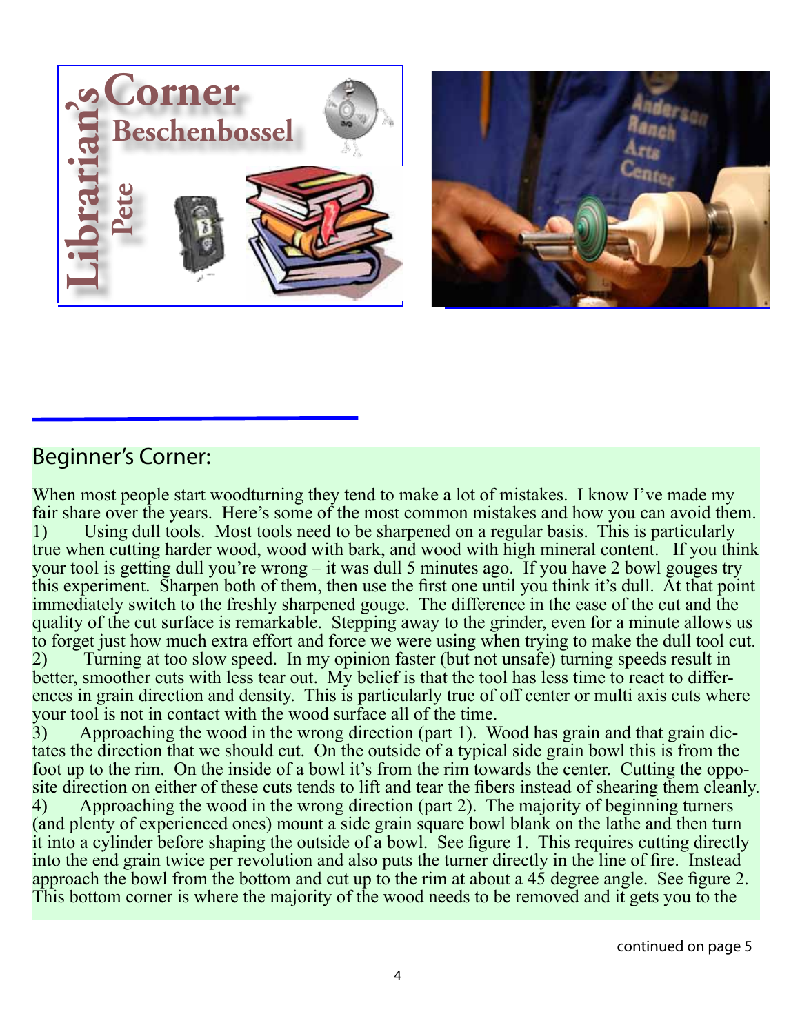## Librarian's Corner

Pete Beschenbossel

## Beginner's Corner:

When most people start woodturning they tend to make a lot of mistakes. I know I've made my fair share over the years. Here's some of the most common mistakes and how you can avoid them.

1) Using dull tools. Most tools need to be sharpened on a regular basis. This is particularly true when cutting harder wood, wood with bark, and wood with high mineral content. If you think your tool is getting dull you're wrong – it was dull 5 minutes ago. If you have 2 bowl gouges try this experiment. Sharpen both of them, then use the first one until you think it's dull. At that point immediately switch to the freshly sharpened gouge. The difference in the ease of the cut and the quality of the cut surface is remarkable. Stepping away to the grinder, even for a minute allows us to forget just how much extra effort and force we were using when trying to make the dull tool cut.

2) Turning at too slow speed. In my opinion faster (but not unsafe) turning speeds result in better, smoother cuts with less tear out. My belief is that the tool has less time to react to differences in grain direction and density. This is particularly true of off center or multi axis cuts where your tool is not in contact with the wood surface all of the time.

3) Approaching the wood in the wrong direction (part 1). Wood has grain and that grain dictates the direction that we should cut. On the outside of a typical side grain bowl this is from the foot up to the rim. On the inside of a bowl it's from the rim towards the center. Cutting the opposite direction on either of these cuts tends to lift and tear the fibers instead of shearing them cleanly.

4) Approaching the wood in the wrong direction (part 2). The majority of beginning turners (and plenty of experienced ones) mount a side grain square bowl blank on the lathe and then turn it into a cylinder before shaping the outside of a bowl. See figure 1. This requires cutting directly into the end grain twice per revolution and also puts the turner directly in the line of fire. Instead approach the bowl from the bottom and cut up to the rim at about a 45 degree angle. See figure 2. This bottom corner is where the majority of the wood needs to be removed and it gets you to the

continued on page 5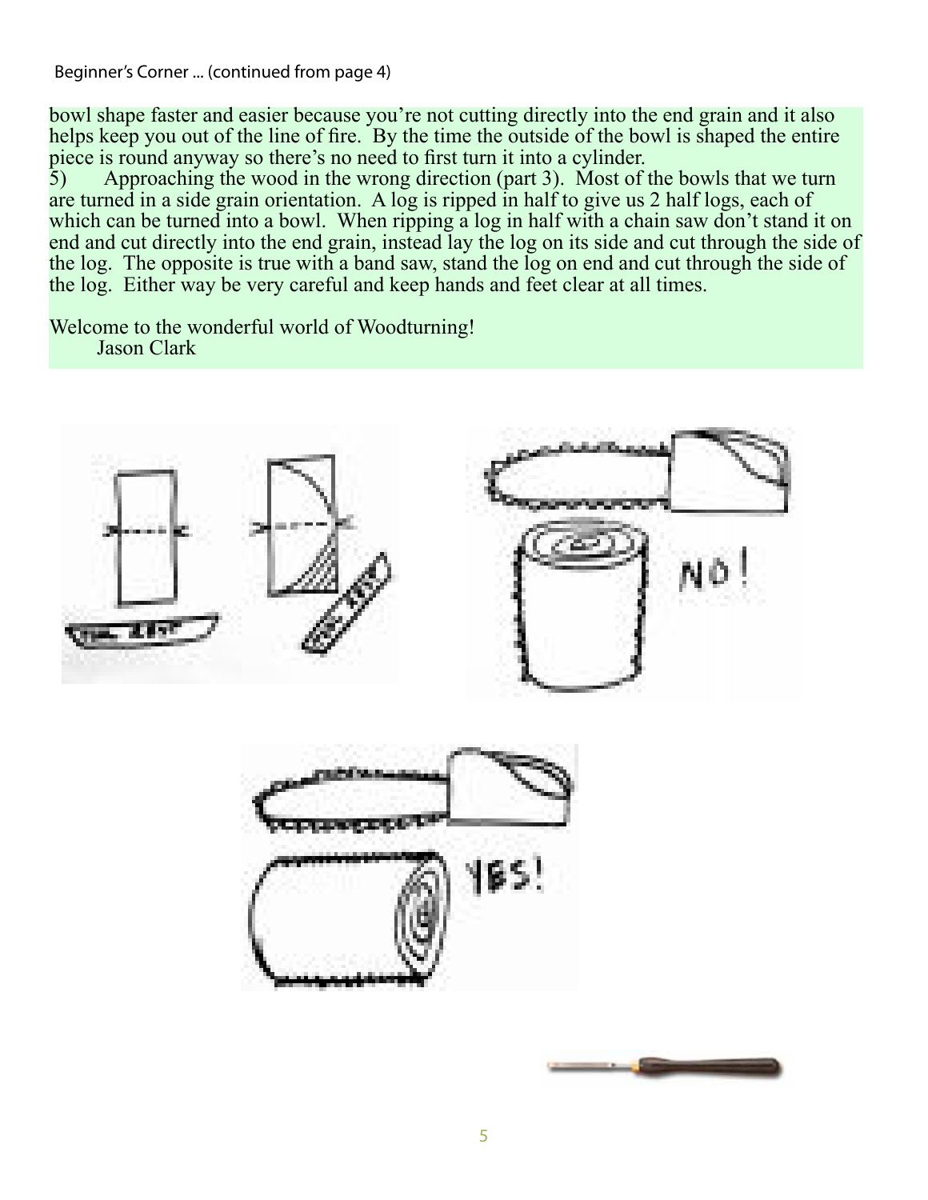Beginner's Corner ... (continued from page 4)

bowl shape faster and easier because you're not cutting directly into the end grain and it also helps keep you out of the line of fire. By the time the outside of the bowl is shaped the entire piece is round anyway so there's no need to first turn it into a cylinder.

5) Approaching the wood in the wrong direction (part 3). Most of the bowls that we turn are turned in a side grain orientation. A log is ripped in half to give us 2 half logs, each of which can be turned into a bowl. When ripping a log in half with a chain saw don't stand it on end and cut directly into the end grain, instead lay the log on its side and cut through the side of the log. The opposite is true with a band saw, stand the log on end and cut through the side of the log. Either way be very careful and keep hands and feet clear at all times.

Welcome to the wonderful world of Woodturning!

Jason Clark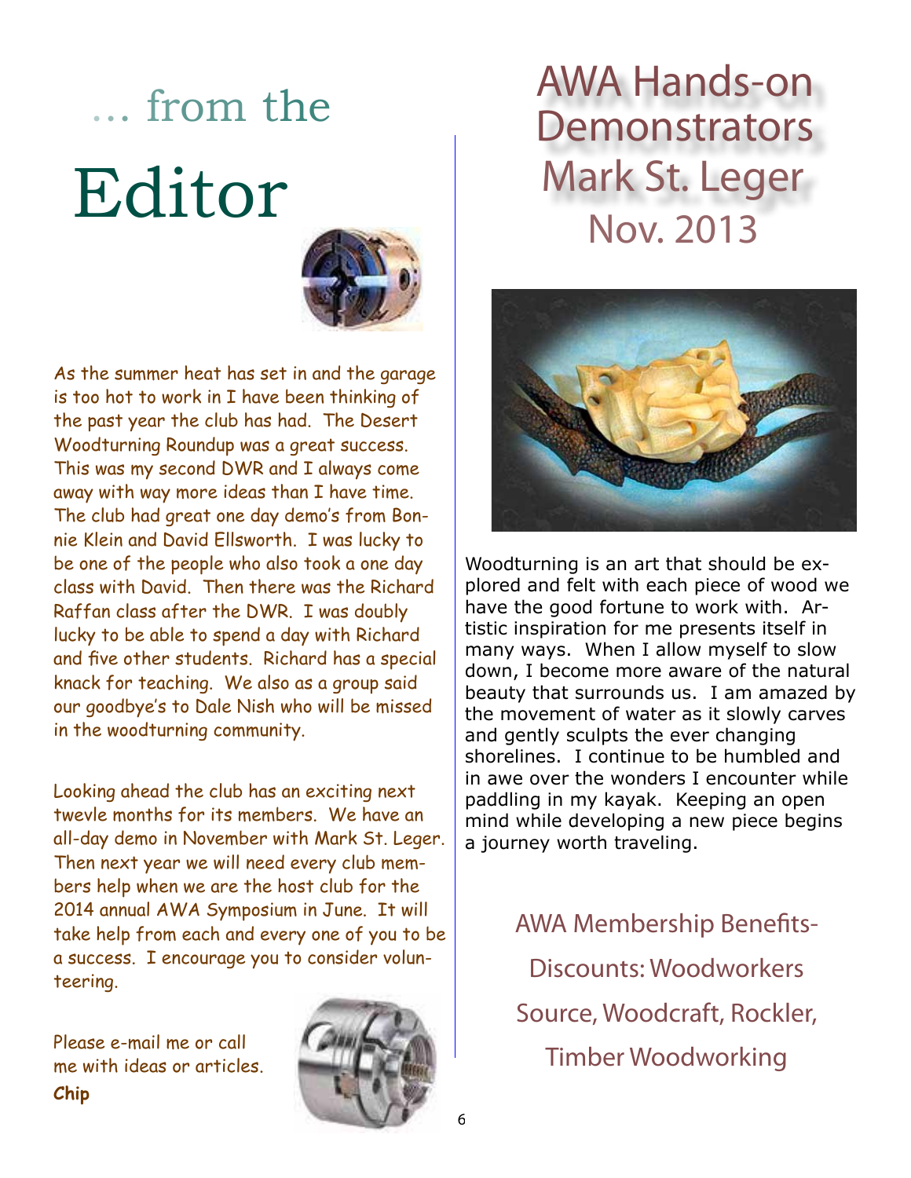# … from the Editor

As the summer heat has set in and the garage is too hot to work in I have been thinking of the past year the club has had. The Desert Woodturning Roundup was a great success. This was my second DWR and I always come away with way more ideas than I have time. The club had great one day demo's from Bonnie Klein and David Ellsworth. I was lucky to be one of the people who also took a one day class with David. Then there was the Richard Raffan class after the DWR. I was doubly lucky to be able to spend a day with Richard and five other students. Richard has a special knack for teaching. We also as a group said our goodbye's to Dale Nish who will be missed in the woodturning community.

Looking ahead the club has an exciting next twevle months for its members. We have an all-day demo in November with Mark St. Leger. Then next year we will need every club members help when we are the host club for the 2014 annual AWA Symposium in June. It will take help from each and every one of you to be a success. I encourage you to consider volunteering.

Please e-mail me or call me with ideas or articles.
**Chip**

# AWA Hands-on Demonstrators Mark St. Leger Nov. 2013

Woodturning is an art that should be explored and felt with each piece of wood we have the good fortune to work with. Artistic inspiration for me presents itself in many ways. When I allow myself to slow down, I become more aware of the natural beauty that surrounds us. I am amazed by the movement of water as it slowly carves and gently sculpts the ever changing shorelines. I continue to be humbled and in awe over the wonders I encounter while paddling in my kayak. Keeping an open mind while developing a new piece begins a journey worth traveling.

AWA Membership Benefits-
Discounts: Woodworkers Source, Woodcraft, Rockler, Timber Woodworking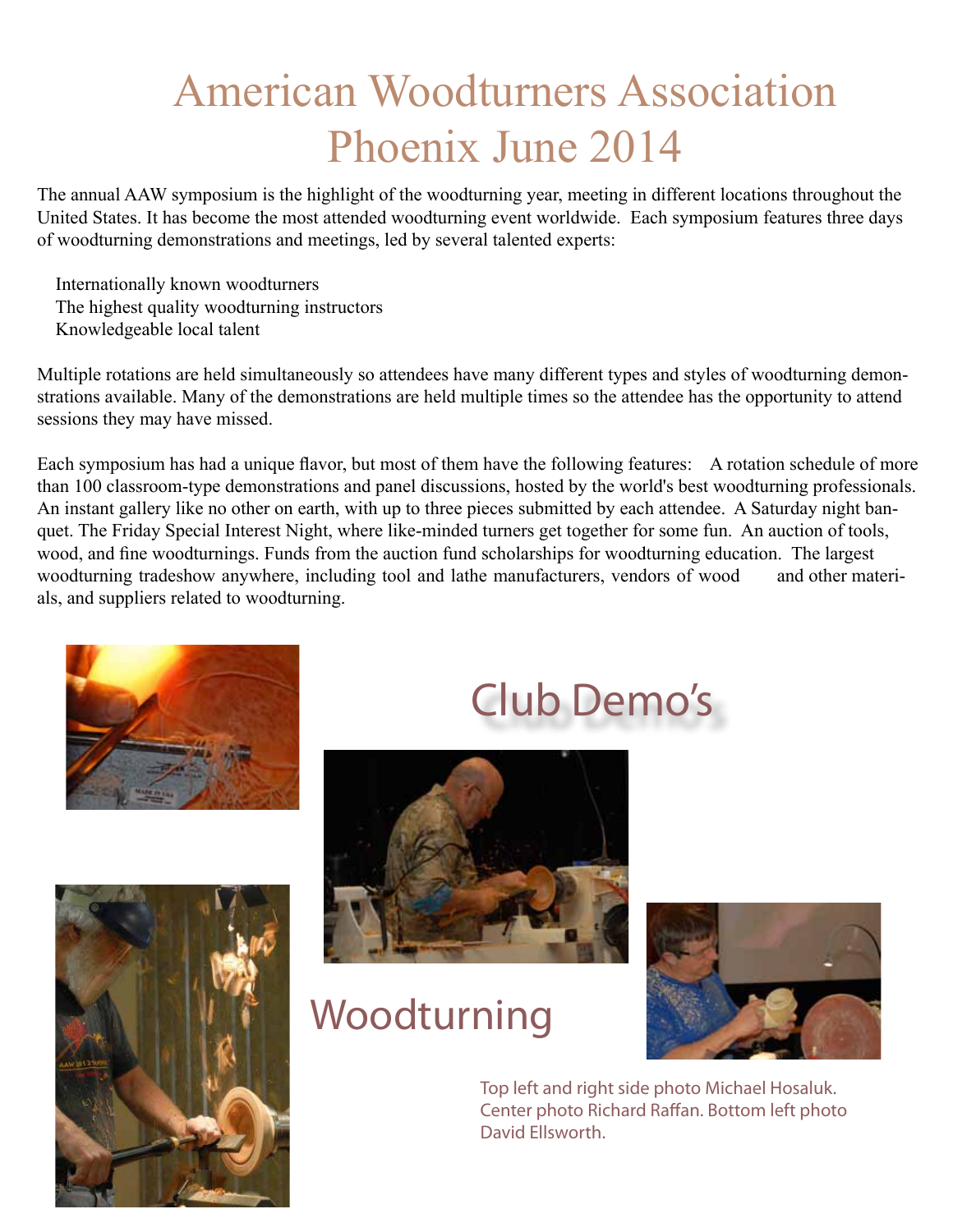# American Woodturners Association Phoenix June 2014

The annual AAW symposium is the highlight of the woodturning year, meeting in different locations throughout the United States. It has become the most attended woodturning event worldwide. Each symposium features three days of woodturning demonstrations and meetings, led by several talented experts:

Internationally known woodturners
The highest quality woodturning instructors
Knowledgeable local talent

Multiple rotations are held simultaneously so attendees have many different types and styles of woodturning demonstrations available. Many of the demonstrations are held multiple times so the attendee has the opportunity to attend sessions they may have missed.

Each symposium has had a unique flavor, but most of them have the following features: A rotation schedule of more than 100 classroom-type demonstrations and panel discussions, hosted by the world's best woodturning professionals. An instant gallery like no other on earth, with up to three pieces submitted by each attendee. A Saturday night banquet. The Friday Special Interest Night, where like-minded turners get together for some fun. An auction of tools, wood, and fine woodturnings. Funds from the auction fund scholarships for woodturning education. The largest woodturning tradeshow anywhere, including tool and lathe manufacturers, vendors of wood and other materials, and suppliers related to woodturning.

## Club Demo's

## Woodturning

Top left and right side photo Michael Hosaluk. Center photo Richard Raffan. Bottom left photo David Ellsworth.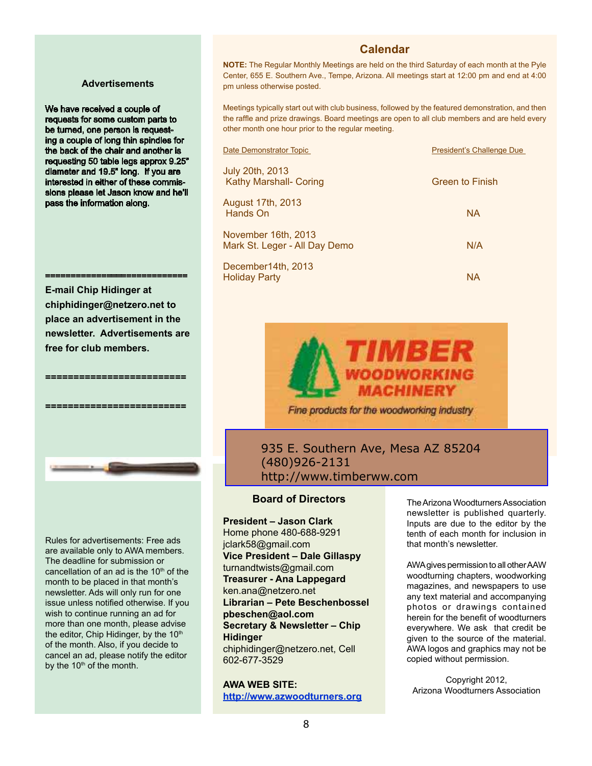### Advertisements

We have received a couple of requests for some custom parts to be turned, one person is requesting a couple of long thin spindles for the back of the chair and another is requesting 50 table legs approx 9.25" diameter and 19.5" long. If you are interested in either of these commissions please let Jason know and he'll pass the information along.

==============================

**E-mail Chip Hidinger at chiphidinger@netzero.net to place an advertisement in the newsletter. Advertisements are free for club members.**

==========================

==========================

Rules for advertisements: Free ads are available only to AWA members. The deadline for submission or cancellation of an ad is the 10th of the month to be placed in that month's newsletter. Ads will only run for one issue unless notified otherwise. If you wish to continue running an ad for more than one month, please advise the editor, Chip Hidinger, by the 10th of the month. Also, if you decide to cancel an ad, please notify the editor by the 10th of the month.

## Calendar

**NOTE:** The Regular Monthly Meetings are held on the third Saturday of each month at the Pyle Center, 655 E. Southern Ave., Tempe, Arizona. All meetings start at 12:00 pm and end at 4:00 pm unless otherwise posted.

Meetings typically start out with club business, followed by the featured demonstration, and then the raffle and prize drawings. Board meetings are open to all club members and are held every other month one hour prior to the regular meeting.

| Date Demonstrator Topic | President's Challenge Due |
| --- | --- |
| July 20th, 2013<br>Kathy Marshall- Coring | Green to Finish |
| August 17th, 2013<br>Hands On | NA |
| November 16th, 2013<br>Mark St. Leger - All Day Demo | N/A |
| December14th, 2013<br>Holiday Party | NA |

**TIMBER WOODWORKING MACHINERY**

*Fine products for the woodworking industry*

935 E. Southern Ave, Mesa AZ 85204
(480)926-2131
http://www.timberww.com

### Board of Directors

**President – Jason Clark**
Home phone 480-688-9291
jclark58@gmail.com
**Vice President – Dale Gillaspy**
turnandtwists@gmail.com
**Treasurer - Ana Lappegard**
ken.ana@netzero.net
**Librarian – Pete Beschenbossel**
**pbeschen@aol.com**
**Secretary & Newsletter – Chip Hidinger**
chiphidinger@netzero.net, Cell 602-677-3529

**AWA WEB SITE:**
**http://www.azwoodturners.org**

The Arizona Woodturners Association newsletter is published quarterly. Inputs are due to the editor by the tenth of each month for inclusion in that month's newsletter.

AWA gives permission to all other AAW woodturning chapters, woodworking magazines, and newspapers to use any text material and accompanying photos or drawings contained herein for the benefit of woodturners everywhere. We ask that credit be given to the source of the material. AWA logos and graphics may not be copied without permission.

Copyright 2012,
Arizona Woodturners Association